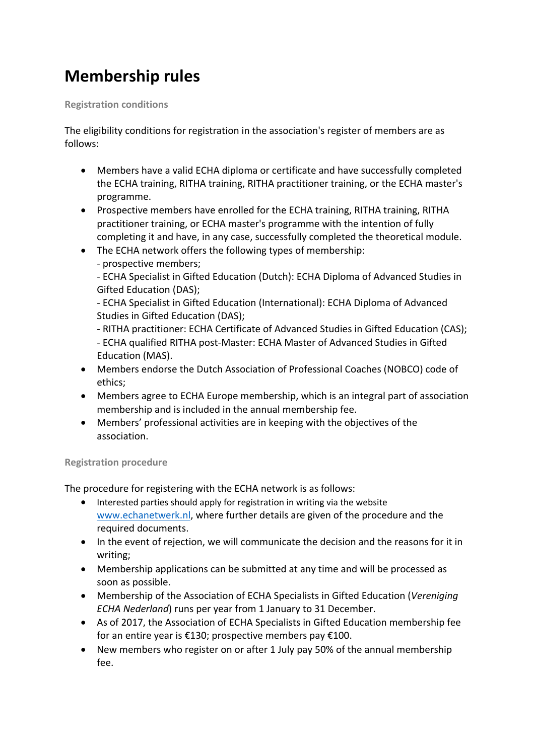# Membership rules

### Registration conditions

The eligibility conditions for registration in the association's register of members are as follows:

- Members have a valid ECHA diploma or certificate and have successfully completed the ECHA training, RITHA training, RITHA practitioner training, or the ECHA master's programme.
- Prospective members have enrolled for the ECHA training, RITHA training, RITHA practitioner training, or ECHA master's programme with the intention of fully completing it and have, in any case, successfully completed the theoretical module.
- The ECHA network offers the following types of membership:
  - prospective members;
  - ECHA Specialist in Gifted Education (Dutch): ECHA Diploma of Advanced Studies in Gifted Education (DAS);
  - ECHA Specialist in Gifted Education (International): ECHA Diploma of Advanced Studies in Gifted Education (DAS);
  - RITHA practitioner: ECHA Certificate of Advanced Studies in Gifted Education (CAS);
  - ECHA qualified RITHA post-Master: ECHA Master of Advanced Studies in Gifted Education (MAS).
- Members endorse the Dutch Association of Professional Coaches (NOBCO) code of ethics;
- Members agree to ECHA Europe membership, which is an integral part of association membership and is included in the annual membership fee.
- Members' professional activities are in keeping with the objectives of the association.

### Registration procedure

The procedure for registering with the ECHA network is as follows:

- Interested parties should apply for registration in writing via the website [www.echanetwerk.nl](http://www.echanetwerk.nl), where further details are given of the procedure and the required documents.
- In the event of rejection, we will communicate the decision and the reasons for it in writing;
- Membership applications can be submitted at any time and will be processed as soon as possible.
- Membership of the Association of ECHA Specialists in Gifted Education (*Vereniging ECHA Nederland*) runs per year from 1 January to 31 December.
- As of 2017, the Association of ECHA Specialists in Gifted Education membership fee for an entire year is €130; prospective members pay €100.
- New members who register on or after 1 July pay 50% of the annual membership fee.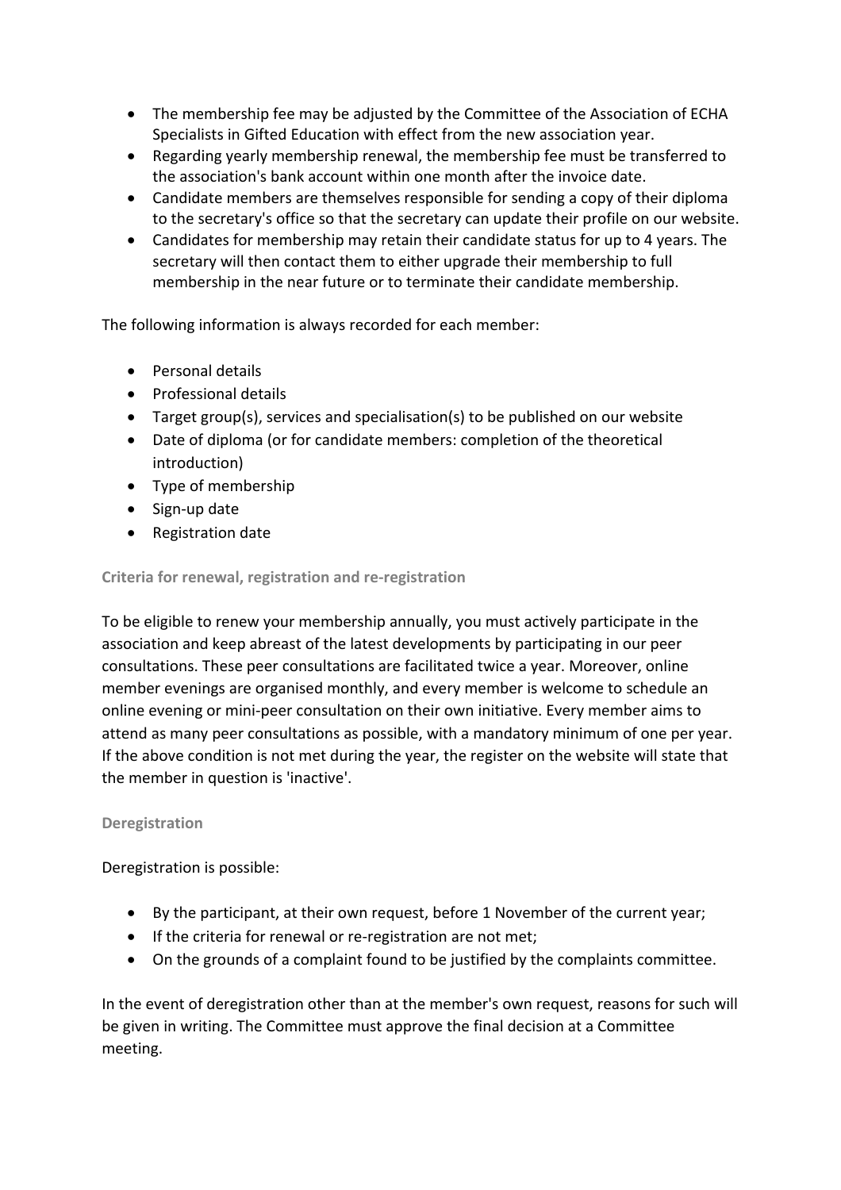- The membership fee may be adjusted by the Committee of the Association of ECHA Specialists in Gifted Education with effect from the new association year.
- Regarding yearly membership renewal, the membership fee must be transferred to the association's bank account within one month after the invoice date.
- Candidate members are themselves responsible for sending a copy of their diploma to the secretary's office so that the secretary can update their profile on our website.
- Candidates for membership may retain their candidate status for up to 4 years. The secretary will then contact them to either upgrade their membership to full membership in the near future or to terminate their candidate membership.

The following information is always recorded for each member:

- Personal details
- Professional details
- Target group(s), services and specialisation(s) to be published on our website
- Date of diploma (or for candidate members: completion of the theoretical introduction)
- Type of membership
- Sign-up date
- Registration date

### Criteria for renewal, registration and re-registration

To be eligible to renew your membership annually, you must actively participate in the association and keep abreast of the latest developments by participating in our peer consultations. These peer consultations are facilitated twice a year. Moreover, online member evenings are organised monthly, and every member is welcome to schedule an online evening or mini-peer consultation on their own initiative. Every member aims to attend as many peer consultations as possible, with a mandatory minimum of one per year. If the above condition is not met during the year, the register on the website will state that the member in question is 'inactive'.

### Deregistration

Deregistration is possible:

- By the participant, at their own request, before 1 November of the current year;
- If the criteria for renewal or re-registration are not met;
- On the grounds of a complaint found to be justified by the complaints committee.

In the event of deregistration other than at the member's own request, reasons for such will be given in writing. The Committee must approve the final decision at a Committee meeting.